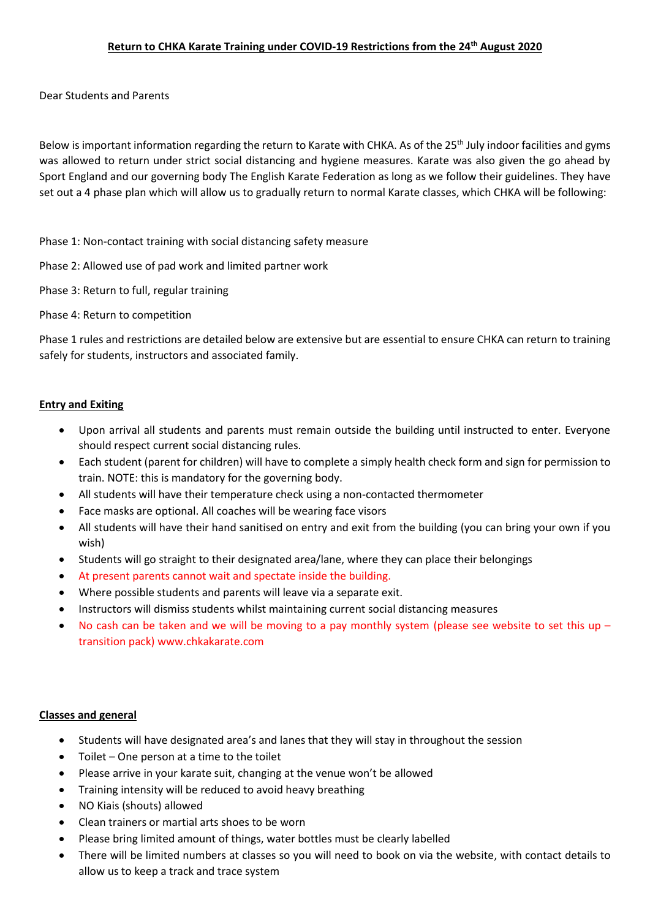**Return to CHKA Karate Training under COVID-19 Restrictions from the 24th August 2020**

Dear Students and Parents

Below is important information regarding the return to Karate with CHKA. As of the 25th July indoor facilities and gyms was allowed to return under strict social distancing and hygiene measures. Karate was also given the go ahead by Sport England and our governing body The English Karate Federation as long as we follow their guidelines. They have set out a 4 phase plan which will allow us to gradually return to normal Karate classes, which CHKA will be following:

Phase 1: Non-contact training with social distancing safety measure

Phase 2: Allowed use of pad work and limited partner work

Phase 3: Return to full, regular training

Phase 4: Return to competition

Phase 1 rules and restrictions are detailed below are extensive but are essential to ensure CHKA can return to training safely for students, instructors and associated family.

**Entry and Exiting**

- Upon arrival all students and parents must remain outside the building until instructed to enter. Everyone should respect current social distancing rules.
- Each student (parent for children) will have to complete a simply health check form and sign for permission to train. NOTE: this is mandatory for the governing body.
- All students will have their temperature check using a non-contacted thermometer
- Face masks are optional. All coaches will be wearing face visors
- All students will have their hand sanitised on entry and exit from the building (you can bring your own if you wish)
- Students will go straight to their designated area/lane, where they can place their belongings
- At present parents cannot wait and spectate inside the building.
- Where possible students and parents will leave via a separate exit.
- Instructors will dismiss students whilst maintaining current social distancing measures
- No cash can be taken and we will be moving to a pay monthly system (please see website to set this up – transition pack) www.chkakarate.com

**Classes and general**

- Students will have designated area's and lanes that they will stay in throughout the session
- Toilet – One person at a time to the toilet
- Please arrive in your karate suit, changing at the venue won't be allowed
- Training intensity will be reduced to avoid heavy breathing
- NO Kiais (shouts) allowed
- Clean trainers or martial arts shoes to be worn
- Please bring limited amount of things, water bottles must be clearly labelled
- There will be limited numbers at classes so you will need to book on via the website, with contact details to allow us to keep a track and trace system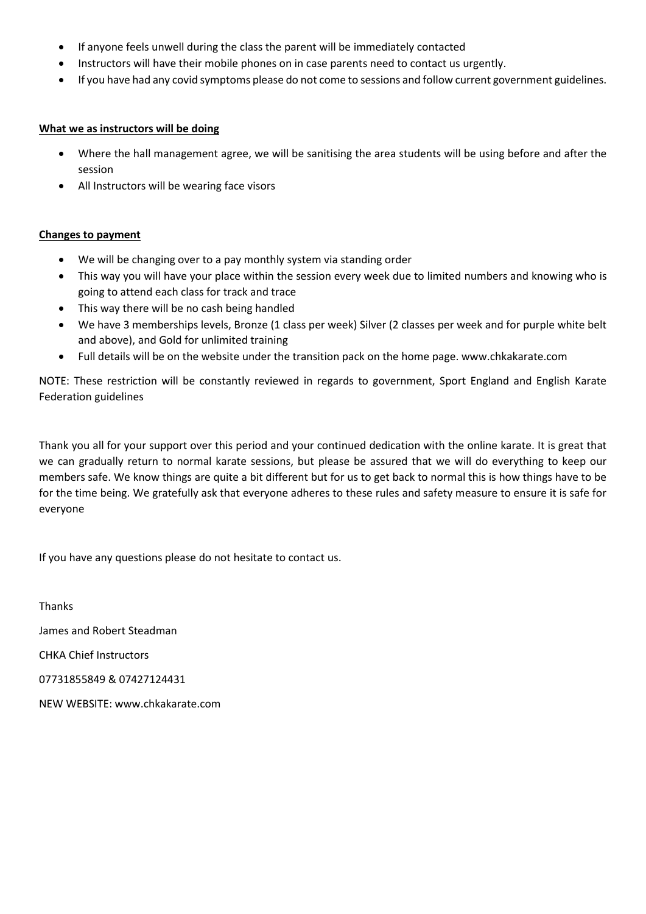- If anyone feels unwell during the class the parent will be immediately contacted
- Instructors will have their mobile phones on in case parents need to contact us urgently.
- If you have had any covid symptoms please do not come to sessions and follow current government guidelines.

**What we as instructors will be doing**

- Where the hall management agree, we will be sanitising the area students will be using before and after the session
- All Instructors will be wearing face visors

**Changes to payment**

- We will be changing over to a pay monthly system via standing order
- This way you will have your place within the session every week due to limited numbers and knowing who is going to attend each class for track and trace
- This way there will be no cash being handled
- We have 3 memberships levels, Bronze (1 class per week) Silver (2 classes per week and for purple white belt and above), and Gold for unlimited training
- Full details will be on the website under the transition pack on the home page. www.chkakarate.com

NOTE: These restriction will be constantly reviewed in regards to government, Sport England and English Karate Federation guidelines

Thank you all for your support over this period and your continued dedication with the online karate. It is great that we can gradually return to normal karate sessions, but please be assured that we will do everything to keep our members safe. We know things are quite a bit different but for us to get back to normal this is how things have to be for the time being. We gratefully ask that everyone adheres to these rules and safety measure to ensure it is safe for everyone

If you have any questions please do not hesitate to contact us.

Thanks

James and Robert Steadman

CHKA Chief Instructors

07731855849 & 07427124431

NEW WEBSITE: www.chkakarate.com